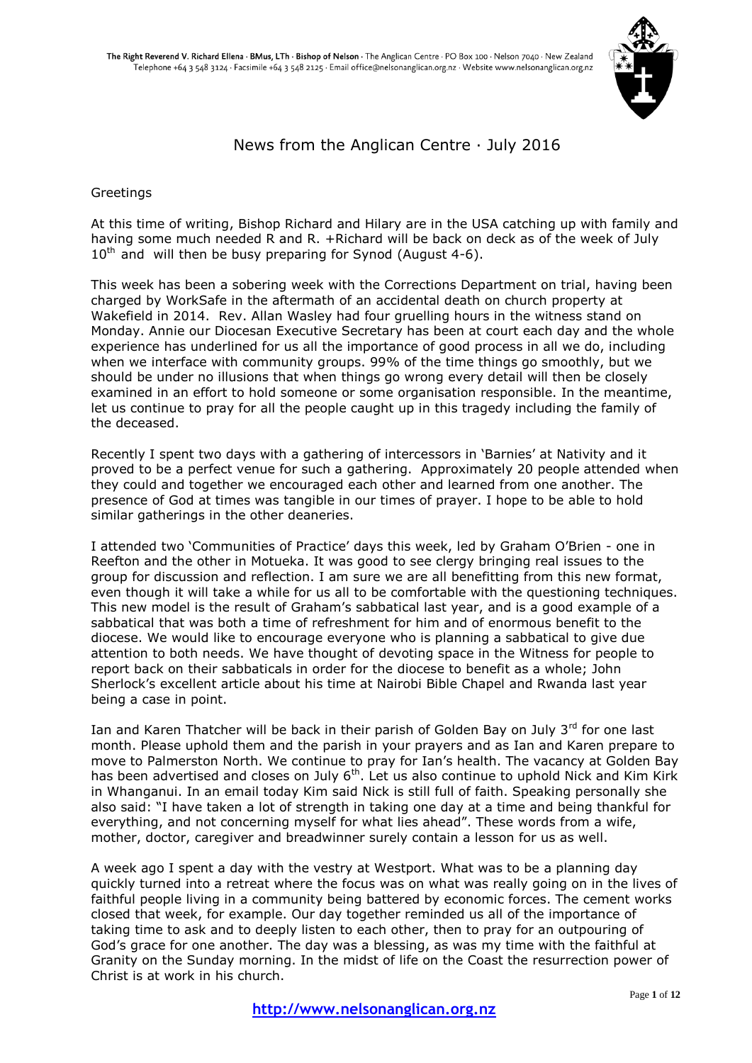The Right Reverend V. Richard Ellena · BMus, LTh · Bishop of Nelson · The Anglican Centre · PO Box 100 · Nelson 7040 · New Zealand
Telephone +64 3 548 3124 · Facsimile +64 3 548 2125 · Email office@nelsonanglican.org.nz · Website www.nelsonanglican.org.nz

# News from the Anglican Centre · July 2016

Greetings

At this time of writing, Bishop Richard and Hilary are in the USA catching up with family and having some much needed R and R. +Richard will be back on deck as of the week of July 10th and will then be busy preparing for Synod (August 4-6).

This week has been a sobering week with the Corrections Department on trial, having been charged by WorkSafe in the aftermath of an accidental death on church property at Wakefield in 2014. Rev. Allan Wasley had four gruelling hours in the witness stand on Monday. Annie our Diocesan Executive Secretary has been at court each day and the whole experience has underlined for us all the importance of good process in all we do, including when we interface with community groups. 99% of the time things go smoothly, but we should be under no illusions that when things go wrong every detail will then be closely examined in an effort to hold someone or some organisation responsible. In the meantime, let us continue to pray for all the people caught up in this tragedy including the family of the deceased.

Recently I spent two days with a gathering of intercessors in 'Barnies' at Nativity and it proved to be a perfect venue for such a gathering. Approximately 20 people attended when they could and together we encouraged each other and learned from one another. The presence of God at times was tangible in our times of prayer. I hope to be able to hold similar gatherings in the other deaneries.

I attended two 'Communities of Practice' days this week, led by Graham O'Brien - one in Reefton and the other in Motueka. It was good to see clergy bringing real issues to the group for discussion and reflection. I am sure we are all benefitting from this new format, even though it will take a while for us all to be comfortable with the questioning techniques. This new model is the result of Graham's sabbatical last year, and is a good example of a sabbatical that was both a time of refreshment for him and of enormous benefit to the diocese. We would like to encourage everyone who is planning a sabbatical to give due attention to both needs. We have thought of devoting space in the Witness for people to report back on their sabbaticals in order for the diocese to benefit as a whole; John Sherlock's excellent article about his time at Nairobi Bible Chapel and Rwanda last year being a case in point.

Ian and Karen Thatcher will be back in their parish of Golden Bay on July 3rd for one last month. Please uphold them and the parish in your prayers and as Ian and Karen prepare to move to Palmerston North. We continue to pray for Ian's health. The vacancy at Golden Bay has been advertised and closes on July 6th. Let us also continue to uphold Nick and Kim Kirk in Whanganui. In an email today Kim said Nick is still full of faith. Speaking personally she also said: "I have taken a lot of strength in taking one day at a time and being thankful for everything, and not concerning myself for what lies ahead". These words from a wife, mother, doctor, caregiver and breadwinner surely contain a lesson for us as well.

A week ago I spent a day with the vestry at Westport. What was to be a planning day quickly turned into a retreat where the focus was on what was really going on in the lives of faithful people living in a community being battered by economic forces. The cement works closed that week, for example. Our day together reminded us all of the importance of taking time to ask and to deeply listen to each other, then to pray for an outpouring of God's grace for one another. The day was a blessing, as was my time with the faithful at Granity on the Sunday morning. In the midst of life on the Coast the resurrection power of Christ is at work in his church.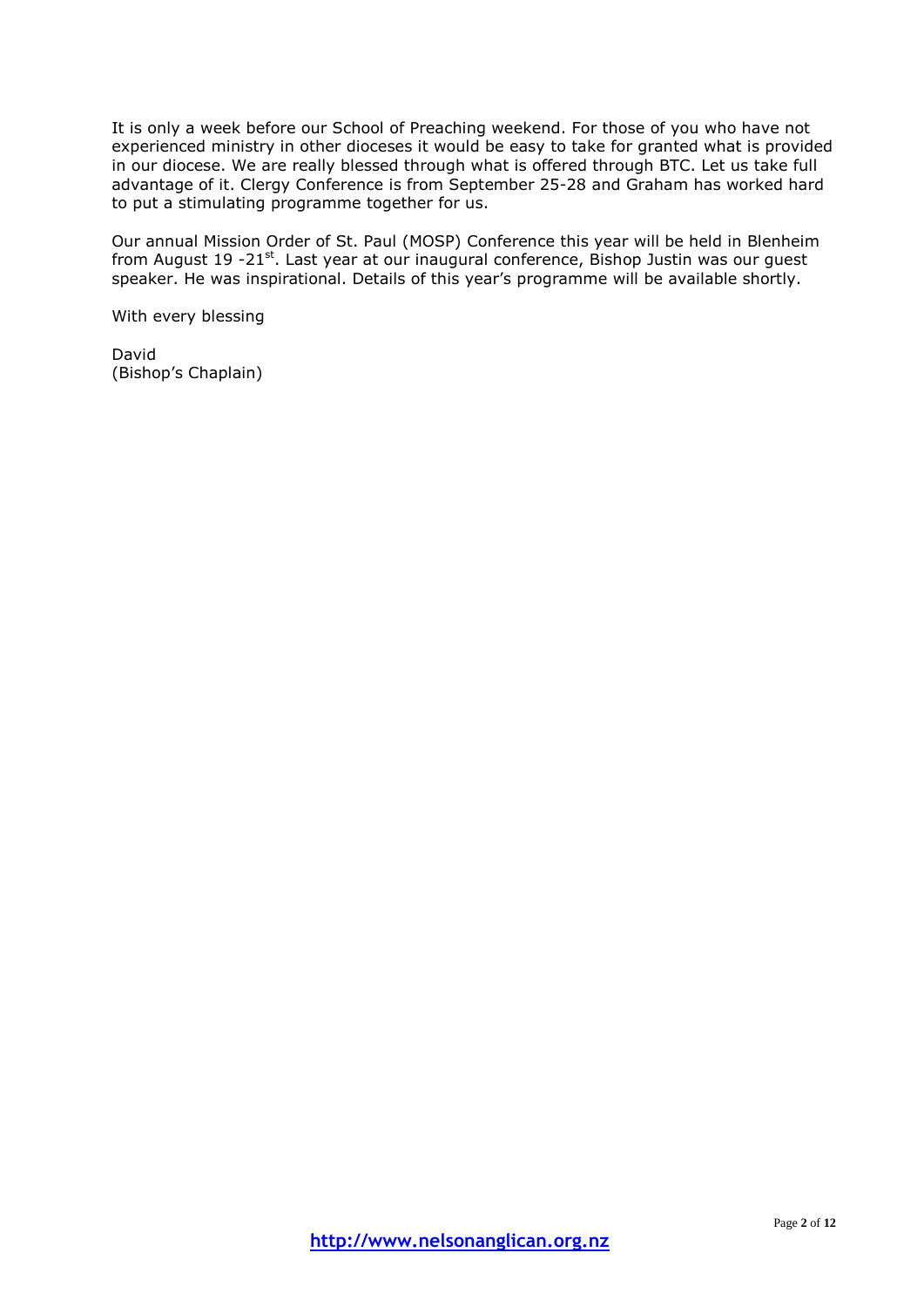It is only a week before our School of Preaching weekend. For those of you who have not experienced ministry in other dioceses it would be easy to take for granted what is provided in our diocese. We are really blessed through what is offered through BTC. Let us take full advantage of it. Clergy Conference is from September 25-28 and Graham has worked hard to put a stimulating programme together for us.

Our annual Mission Order of St. Paul (MOSP) Conference this year will be held in Blenheim from August 19 -21st. Last year at our inaugural conference, Bishop Justin was our guest speaker. He was inspirational. Details of this year's programme will be available shortly.

With every blessing

David
(Bishop's Chaplain)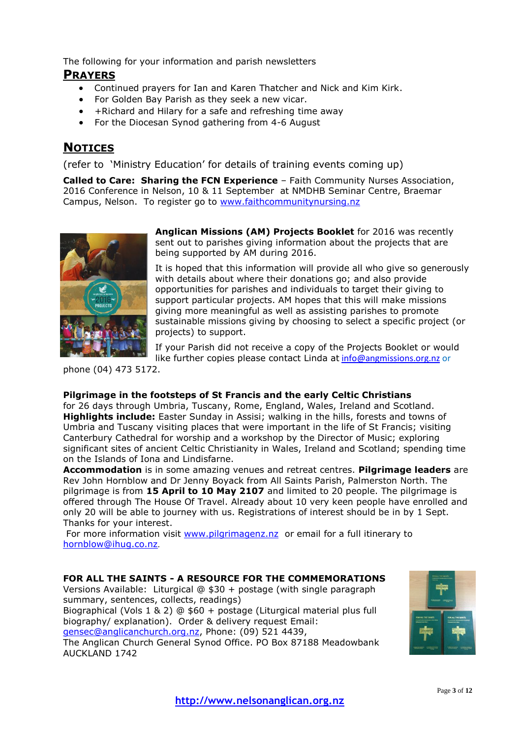The following for your information and parish newsletters

## PRAYERS

- Continued prayers for Ian and Karen Thatcher and Nick and Kim Kirk.
- For Golden Bay Parish as they seek a new vicar.
- +Richard and Hilary for a safe and refreshing time away
- For the Diocesan Synod gathering from 4-6 August

## NOTICES

(refer to 'Ministry Education' for details of training events coming up)

**Called to Care: Sharing the FCN Experience** – Faith Community Nurses Association, 2016 Conference in Nelson, 10 & 11 September at NMDHB Seminar Centre, Braemar Campus, Nelson. To register go to www.faithcommunitynursing.nz

**Anglican Missions (AM) Projects Booklet** for 2016 was recently sent out to parishes giving information about the projects that are being supported by AM during 2016.

It is hoped that this information will provide all who give so generously with details about where their donations go; and also provide opportunities for parishes and individuals to target their giving to support particular projects. AM hopes that this will make missions giving more meaningful as well as assisting parishes to promote sustainable missions giving by choosing to select a specific project (or projects) to support.

If your Parish did not receive a copy of the Projects Booklet or would like further copies please contact Linda at info@angmissions.org.nz or phone (04) 473 5172.

**Pilgrimage in the footsteps of St Francis and the early Celtic Christians** for 26 days through Umbria, Tuscany, Rome, England, Wales, Ireland and Scotland. **Highlights include:** Easter Sunday in Assisi; walking in the hills, forests and towns of Umbria and Tuscany visiting places that were important in the life of St Francis; visiting Canterbury Cathedral for worship and a workshop by the Director of Music; exploring significant sites of ancient Celtic Christianity in Wales, Ireland and Scotland; spending time on the Islands of Iona and Lindisfarne.
**Accommodation** is in some amazing venues and retreat centres. **Pilgrimage leaders** are Rev John Hornblow and Dr Jenny Boyack from All Saints Parish, Palmerston North. The pilgrimage is from **15 April to 10 May 2107** and limited to 20 people. The pilgrimage is offered through The House Of Travel. Already about 10 very keen people have enrolled and only 20 will be able to journey with us. Registrations of interest should be in by 1 Sept. Thanks for your interest.
For more information visit www.pilgrimagenz.nz or email for a full itinerary to hornblow@ihug.co.nz.

**FOR ALL THE SAINTS - A RESOURCE FOR THE COMMEMORATIONS**
Versions Available: Liturgical @ $30 + postage (with single paragraph summary, sentences, collects, readings)
Biographical (Vols 1 & 2) @ $60 + postage (Liturgical material plus full biography/ explanation). Order & delivery request Email: gensec@anglicanchurch.org.nz, Phone: (09) 521 4439,
The Anglican Church General Synod Office. PO Box 87188 Meadowbank AUCKLAND 1742

http://www.nelsonanglican.org.nz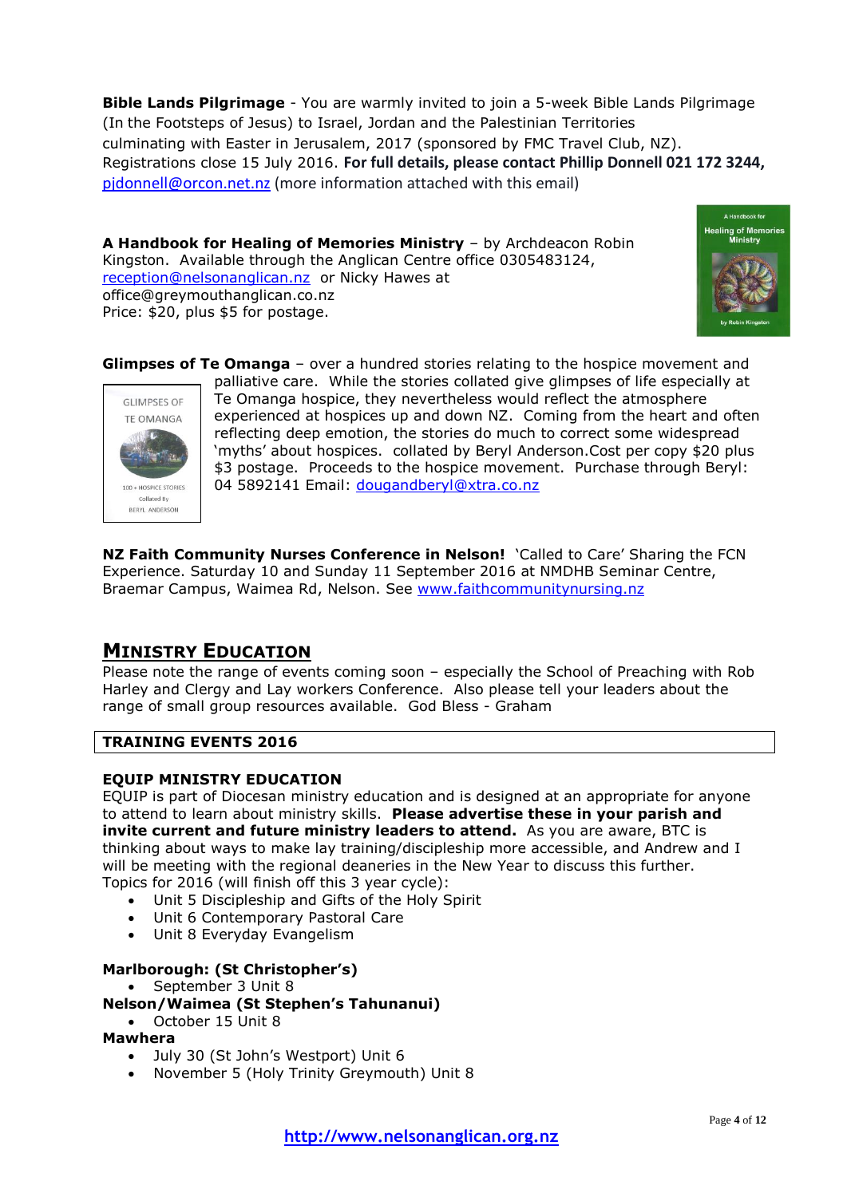**Bible Lands Pilgrimage** - You are warmly invited to join a 5-week Bible Lands Pilgrimage (In the Footsteps of Jesus) to Israel, Jordan and the Palestinian Territories culminating with Easter in Jerusalem, 2017 (sponsored by FMC Travel Club, NZ). Registrations close 15 July 2016. **For full details, please contact Phillip Donnell 021 172 3244,** pjdonnell@orcon.net.nz (more information attached with this email)

**A Handbook for Healing of Memories Ministry** – by Archdeacon Robin Kingston. Available through the Anglican Centre office 0305483124, reception@nelsonanglican.nz or Nicky Hawes at office@greymouthanglican.co.nz
Price: $20, plus $5 for postage.

**Glimpses of Te Omanga** – over a hundred stories relating to the hospice movement and palliative care. While the stories collated give glimpses of life especially at Te Omanga hospice, they nevertheless would reflect the atmosphere experienced at hospices up and down NZ. Coming from the heart and often reflecting deep emotion, the stories do much to correct some widespread 'myths' about hospices. collated by Beryl Anderson.Cost per copy $20 plus $3 postage. Proceeds to the hospice movement. Purchase through Beryl: 04 5892141 Email: dougandberyl@xtra.co.nz

**NZ Faith Community Nurses Conference in Nelson!** 'Called to Care' Sharing the FCN Experience. Saturday 10 and Sunday 11 September 2016 at NMDHB Seminar Centre, Braemar Campus, Waimea Rd, Nelson. See www.faithcommunitynursing.nz

## Ministry Education

Please note the range of events coming soon – especially the School of Preaching with Rob Harley and Clergy and Lay workers Conference. Also please tell your leaders about the range of small group resources available. God Bless - Graham

### TRAINING EVENTS 2016

**EQUIP MINISTRY EDUCATION**
EQUIP is part of Diocesan ministry education and is designed at an appropriate for anyone to attend to learn about ministry skills. **Please advertise these in your parish and invite current and future ministry leaders to attend.** As you are aware, BTC is thinking about ways to make lay training/discipleship more accessible, and Andrew and I will be meeting with the regional deaneries in the New Year to discuss this further.
Topics for 2016 (will finish off this 3 year cycle):

- Unit 5 Discipleship and Gifts of the Holy Spirit
- Unit 6 Contemporary Pastoral Care
- Unit 8 Everyday Evangelism

**Marlborough: (St Christopher's)**

- September 3 Unit 8

**Nelson/Waimea (St Stephen's Tahunanui)**

- October 15 Unit 8

**Mawhera**

- July 30 (St John's Westport) Unit 6
- November 5 (Holy Trinity Greymouth) Unit 8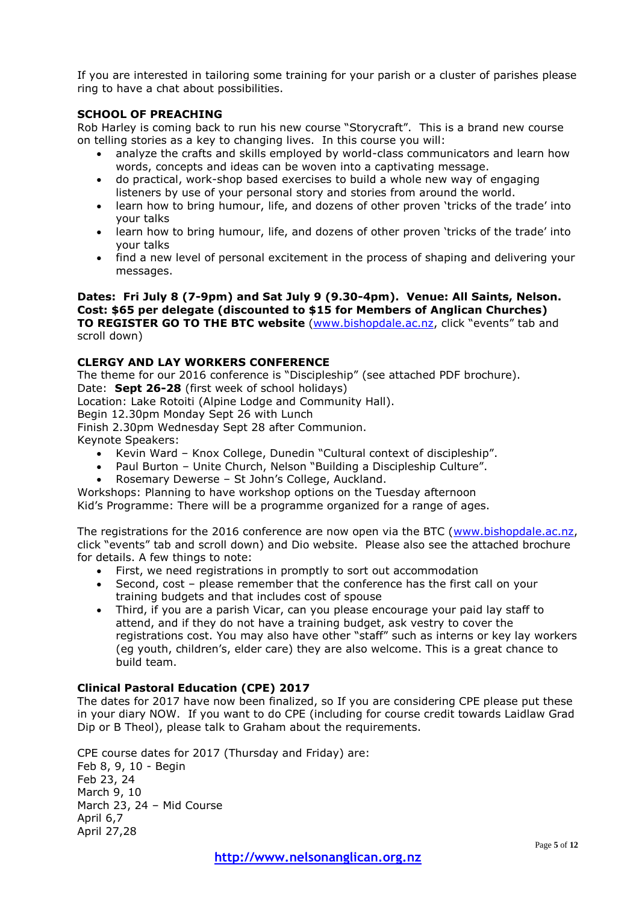If you are interested in tailoring some training for your parish or a cluster of parishes please ring to have a chat about possibilities.

**SCHOOL OF PREACHING**

Rob Harley is coming back to run his new course "Storycraft". This is a brand new course on telling stories as a key to changing lives. In this course you will:

- analyze the crafts and skills employed by world-class communicators and learn how words, concepts and ideas can be woven into a captivating message.
- do practical, work-shop based exercises to build a whole new way of engaging listeners by use of your personal story and stories from around the world.
- learn how to bring humour, life, and dozens of other proven 'tricks of the trade' into your talks
- learn how to bring humour, life, and dozens of other proven 'tricks of the trade' into your talks
- find a new level of personal excitement in the process of shaping and delivering your messages.

**Dates: Fri July 8 (7-9pm) and Sat July 9 (9.30-4pm). Venue: All Saints, Nelson.**
**Cost: $65 per delegate (discounted to $15 for Members of Anglican Churches)**
**TO REGISTER GO TO THE BTC website** (www.bishopdale.ac.nz, click "events" tab and scroll down)

**CLERGY AND LAY WORKERS CONFERENCE**

The theme for our 2016 conference is "Discipleship" (see attached PDF brochure).
Date: **Sept 26-28** (first week of school holidays)
Location: Lake Rotoiti (Alpine Lodge and Community Hall).
Begin 12.30pm Monday Sept 26 with Lunch
Finish 2.30pm Wednesday Sept 28 after Communion.
Keynote Speakers:

- Kevin Ward – Knox College, Dunedin "Cultural context of discipleship".
- Paul Burton – Unite Church, Nelson "Building a Discipleship Culture".
- Rosemary Dewerse – St John's College, Auckland.

Workshops: Planning to have workshop options on the Tuesday afternoon
Kid's Programme: There will be a programme organized for a range of ages.

The registrations for the 2016 conference are now open via the BTC (www.bishopdale.ac.nz, click "events" tab and scroll down) and Dio website. Please also see the attached brochure for details. A few things to note:

- First, we need registrations in promptly to sort out accommodation
- Second, cost – please remember that the conference has the first call on your training budgets and that includes cost of spouse
- Third, if you are a parish Vicar, can you please encourage your paid lay staff to attend, and if they do not have a training budget, ask vestry to cover the registrations cost. You may also have other "staff" such as interns or key lay workers (eg youth, children's, elder care) they are also welcome. This is a great chance to build team.

**Clinical Pastoral Education (CPE) 2017**

The dates for 2017 have now been finalized, so If you are considering CPE please put these in your diary NOW. If you want to do CPE (including for course credit towards Laidlaw Grad Dip or B Theol), please talk to Graham about the requirements.

CPE course dates for 2017 (Thursday and Friday) are:
Feb 8, 9, 10 - Begin
Feb 23, 24
March 9, 10
March 23, 24 – Mid Course
April 6,7
April 27,28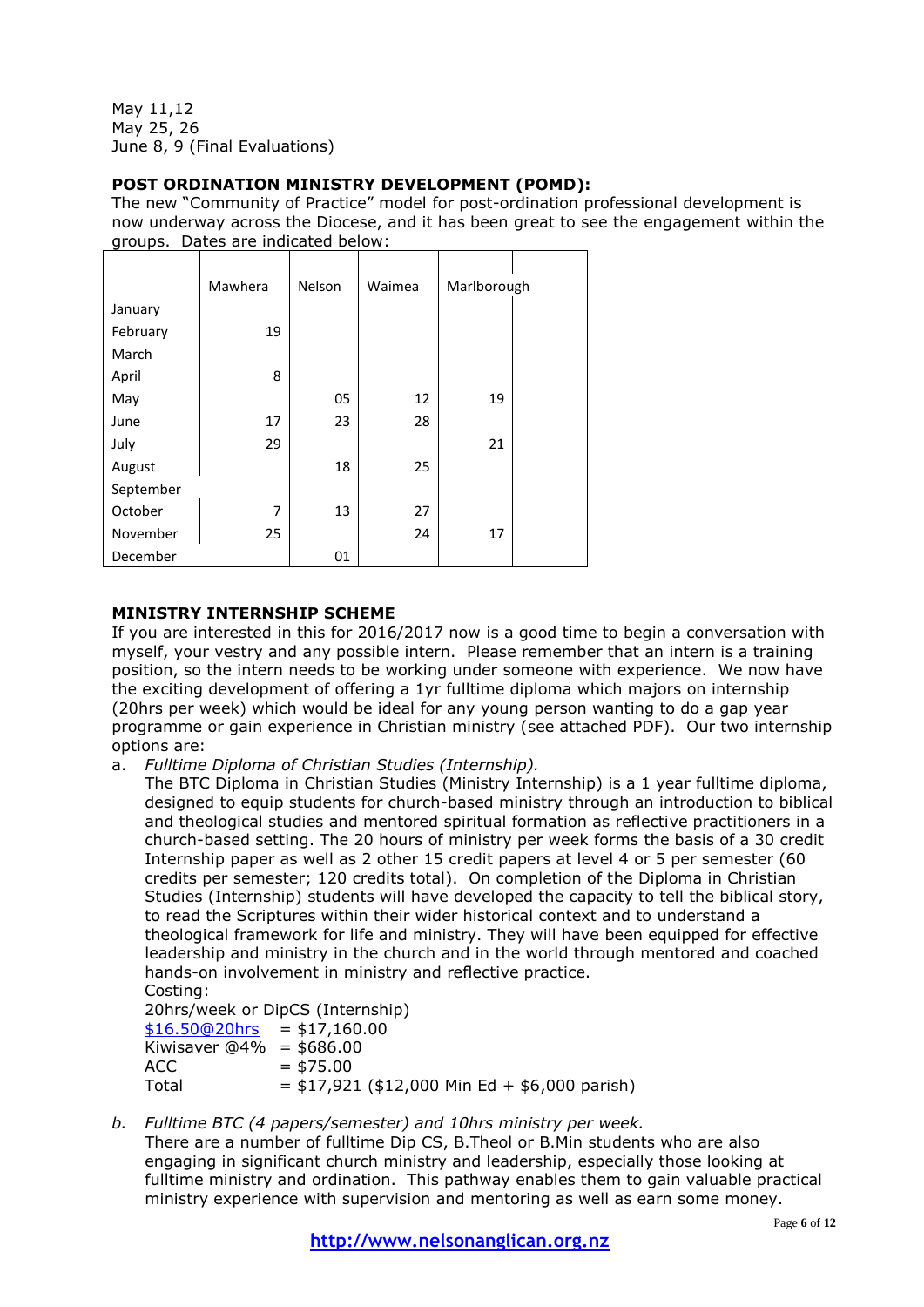May 11,12
May 25, 26
June 8, 9 (Final Evaluations)

**POST ORDINATION MINISTRY DEVELOPMENT (POMD):**
The new "Community of Practice" model for post-ordination professional development is now underway across the Diocese, and it has been great to see the engagement within the groups. Dates are indicated below:

| | Mawhera | Nelson | Waimea | Marlborough |
|---|---|---|---|---|
| January | | | | |
| February | 19 | | | |
| March | | | | |
| April | 8 | | | |
| May | | 05 | 12 | 19 |
| June | 17 | 23 | 28 | |
| July | 29 | | | 21 |
| August | | 18 | 25 | |
| September | | | | |
| October | 7 | 13 | 27 | |
| November | 25 | | 24 | 17 |
| December | | 01 | | |

**MINISTRY INTERNSHIP SCHEME**
If you are interested in this for 2016/2017 now is a good time to begin a conversation with myself, your vestry and any possible intern. Please remember that an intern is a training position, so the intern needs to be working under someone with experience. We now have the exciting development of offering a 1yr fulltime diploma which majors on internship (20hrs per week) which would be ideal for any young person wanting to do a gap year programme or gain experience in Christian ministry (see attached PDF). Our two internship options are:

a. *Fulltime Diploma of Christian Studies (Internship).*
   The BTC Diploma in Christian Studies (Ministry Internship) is a 1 year fulltime diploma, designed to equip students for church-based ministry through an introduction to biblical and theological studies and mentored spiritual formation as reflective practitioners in a church-based setting. The 20 hours of ministry per week forms the basis of a 30 credit Internship paper as well as 2 other 15 credit papers at level 4 or 5 per semester (60 credits per semester; 120 credits total). On completion of the Diploma in Christian Studies (Internship) students will have developed the capacity to tell the biblical story, to read the Scriptures within their wider historical context and to understand a theological framework for life and ministry. They will have been equipped for effective leadership and ministry in the church and in the world through mentored and coached hands-on involvement in ministry and reflective practice.
   Costing:
   20hrs/week or DipCS (Internship)
   $16.50@20hrs = $17,160.00
   Kiwisaver @4% = $686.00
   ACC = $75.00
   Total = $17,921 ($12,000 Min Ed + $6,000 parish)

b. *Fulltime BTC (4 papers/semester) and 10hrs ministry per week.*
   There are a number of fulltime Dip CS, B.Theol or B.Min students who are also engaging in significant church ministry and leadership, especially those looking at fulltime ministry and ordination. This pathway enables them to gain valuable practical ministry experience with supervision and mentoring as well as earn some money.

**http://www.nelsonanglican.org.nz**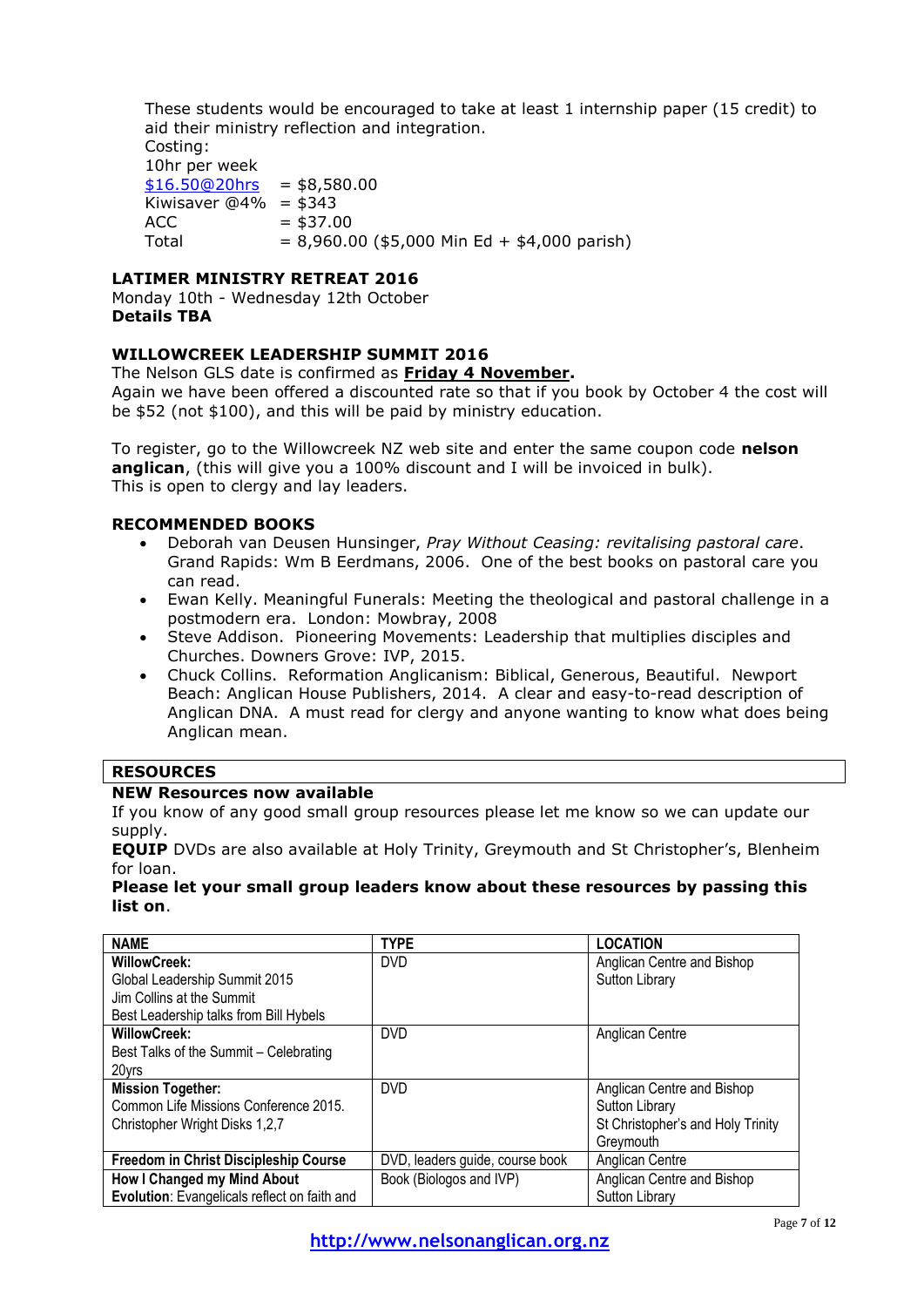These students would be encouraged to take at least 1 internship paper (15 credit) to aid their ministry reflection and integration.
Costing:
10hr per week
$16.50@20hrs = $8,580.00
Kiwisaver @4% = $343
ACC = $37.00
Total = 8,960.00 ($5,000 Min Ed + $4,000 parish)

**LATIMER MINISTRY RETREAT 2016**
Monday 10th - Wednesday 12th October
**Details TBA**

**WILLOWCREEK LEADERSHIP SUMMIT 2016**
The Nelson GLS date is confirmed as **Friday 4 November.**
Again we have been offered a discounted rate so that if you book by October 4 the cost will be $52 (not $100), and this will be paid by ministry education.

To register, go to the Willowcreek NZ web site and enter the same coupon code **nelson anglican**, (this will give you a 100% discount and I will be invoiced in bulk).
This is open to clergy and lay leaders.

**RECOMMENDED BOOKS**

- Deborah van Deusen Hunsinger, *Pray Without Ceasing: revitalising pastoral care*. Grand Rapids: Wm B Eerdmans, 2006. One of the best books on pastoral care you can read.
- Ewan Kelly. Meaningful Funerals: Meeting the theological and pastoral challenge in a postmodern era. London: Mowbray, 2008
- Steve Addison. Pioneering Movements: Leadership that multiplies disciples and Churches. Downers Grove: IVP, 2015.
- Chuck Collins. Reformation Anglicanism: Biblical, Generous, Beautiful. Newport Beach: Anglican House Publishers, 2014. A clear and easy-to-read description of Anglican DNA. A must read for clergy and anyone wanting to know what does being Anglican mean.

## RESOURCES

**NEW Resources now available**
If you know of any good small group resources please let me know so we can update our supply.
**EQUIP** DVDs are also available at Holy Trinity, Greymouth and St Christopher's, Blenheim for loan.
**Please let your small group leaders know about these resources by passing this list on**.

| NAME | TYPE | LOCATION |
|---|---|---|
| **WillowCreek:** Global Leadership Summit 2015 Jim Collins at the Summit Best Leadership talks from Bill Hybels | DVD | Anglican Centre and Bishop Sutton Library |
| **WillowCreek:** Best Talks of the Summit – Celebrating 20yrs | DVD | Anglican Centre |
| **Mission Together:** Common Life Missions Conference 2015. Christopher Wright Disks 1,2,7 | DVD | Anglican Centre and Bishop Sutton Library St Christopher's and Holy Trinity Greymouth |
| **Freedom in Christ Discipleship Course** | DVD, leaders guide, course book | Anglican Centre |
| **How I Changed my Mind About Evolution**: Evangelicals reflect on faith and | Book (Biologos and IVP) | Anglican Centre and Bishop Sutton Library |

http://www.nelsonanglican.org.nz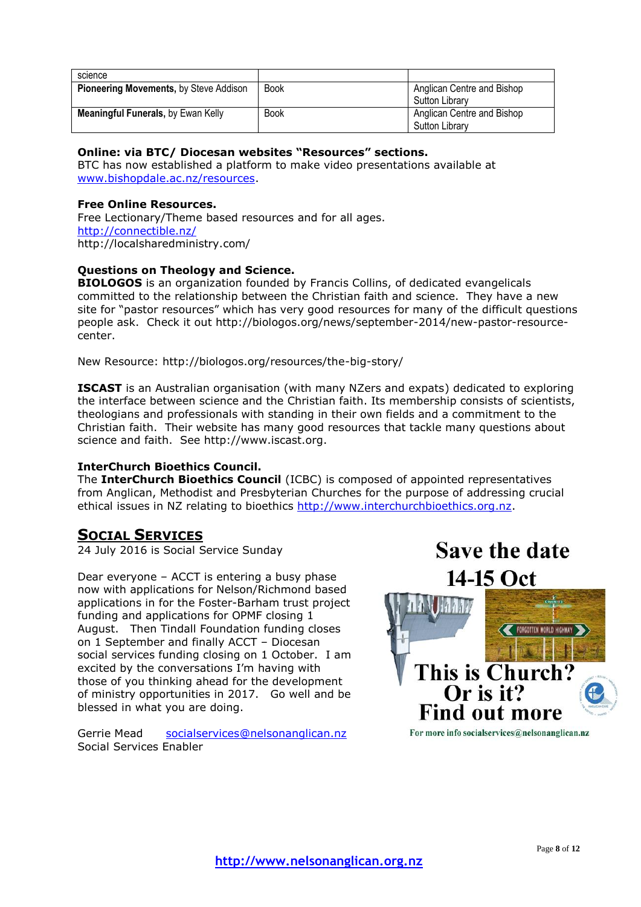| science | | |
|---|---|---|
| **Pioneering Movements,** by Steve Addison | Book | Anglican Centre and Bishop Sutton Library |
| **Meaningful Funerals,** by Ewan Kelly | Book | Anglican Centre and Bishop Sutton Library |

**Online: via BTC/ Diocesan websites "Resources" sections.**
BTC has now established a platform to make video presentations available at www.bishopdale.ac.nz/resources.

**Free Online Resources.**
Free Lectionary/Theme based resources and for all ages.
http://connectible.nz/
http://localsharedministry.com/

**Questions on Theology and Science.**
**BIOLOGOS** is an organization founded by Francis Collins, of dedicated evangelicals committed to the relationship between the Christian faith and science. They have a new site for "pastor resources" which has very good resources for many of the difficult questions people ask. Check it out http://biologos.org/news/september-2014/new-pastor-resource-center.

New Resource: http://biologos.org/resources/the-big-story/

**ISCAST** is an Australian organisation (with many NZers and expats) dedicated to exploring the interface between science and the Christian faith. Its membership consists of scientists, theologians and professionals with standing in their own fields and a commitment to the Christian faith. Their website has many good resources that tackle many questions about science and faith. See http://www.iscast.org.

**InterChurch Bioethics Council.**
The **InterChurch Bioethics Council** (ICBC) is composed of appointed representatives from Anglican, Methodist and Presbyterian Churches for the purpose of addressing crucial ethical issues in NZ relating to bioethics http://www.interchurchbioethics.org.nz.

## Social Services

24 July 2016 is Social Service Sunday

Dear everyone – ACCT is entering a busy phase now with applications for Nelson/Richmond based applications in for the Foster-Barham trust project funding and applications for OPMF closing 1 August. Then Tindall Foundation funding closes on 1 September and finally ACCT – Diocesan social services funding closing on 1 October. I am excited by the conversations I'm having with those of you thinking ahead for the development of ministry opportunities in 2017. Go well and be blessed in what you are doing.

Gerrie Mead socialservices@nelsonanglican.nz
Social Services Enabler

**Save the date**
**14-15 Oct**

**This is Church?**
**Or is it?**
**Find out more**

For more info socialservices@nelsonanglican.nz

http://www.nelsonanglican.org.nz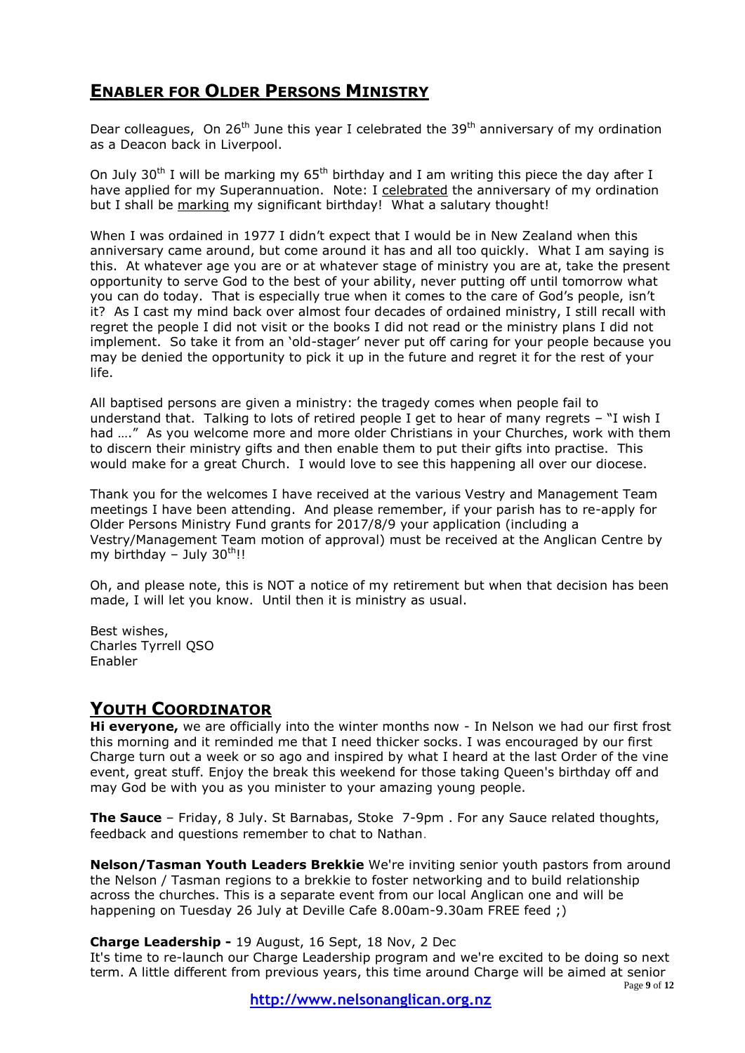## ENABLER FOR OLDER PERSONS MINISTRY

Dear colleagues, On 26th June this year I celebrated the 39th anniversary of my ordination as a Deacon back in Liverpool.

On July 30th I will be marking my 65th birthday and I am writing this piece the day after I have applied for my Superannuation. Note: I celebrated the anniversary of my ordination but I shall be marking my significant birthday! What a salutary thought!

When I was ordained in 1977 I didn't expect that I would be in New Zealand when this anniversary came around, but come around it has and all too quickly. What I am saying is this. At whatever age you are or at whatever stage of ministry you are at, take the present opportunity to serve God to the best of your ability, never putting off until tomorrow what you can do today. That is especially true when it comes to the care of God's people, isn't it? As I cast my mind back over almost four decades of ordained ministry, I still recall with regret the people I did not visit or the books I did not read or the ministry plans I did not implement. So take it from an 'old-stager' never put off caring for your people because you may be denied the opportunity to pick it up in the future and regret it for the rest of your life.

All baptised persons are given a ministry: the tragedy comes when people fail to understand that. Talking to lots of retired people I get to hear of many regrets – "I wish I had …." As you welcome more and more older Christians in your Churches, work with them to discern their ministry gifts and then enable them to put their gifts into practise. This would make for a great Church. I would love to see this happening all over our diocese.

Thank you for the welcomes I have received at the various Vestry and Management Team meetings I have been attending. And please remember, if your parish has to re-apply for Older Persons Ministry Fund grants for 2017/8/9 your application (including a Vestry/Management Team motion of approval) must be received at the Anglican Centre by my birthday – July 30th!!

Oh, and please note, this is NOT a notice of my retirement but when that decision has been made, I will let you know. Until then it is ministry as usual.

Best wishes,
Charles Tyrrell QSO
Enabler

## YOUTH COORDINATOR

**Hi everyone,** we are officially into the winter months now - In Nelson we had our first frost this morning and it reminded me that I need thicker socks. I was encouraged by our first Charge turn out a week or so ago and inspired by what I heard at the last Order of the vine event, great stuff. Enjoy the break this weekend for those taking Queen's birthday off and may God be with you as you minister to your amazing young people.

**The Sauce** – Friday, 8 July. St Barnabas, Stoke 7-9pm . For any Sauce related thoughts, feedback and questions remember to chat to Nathan.

**Nelson/Tasman Youth Leaders Brekkie** We're inviting senior youth pastors from around the Nelson / Tasman regions to a brekkie to foster networking and to build relationship across the churches. This is a separate event from our local Anglican one and will be happening on Tuesday 26 July at Deville Cafe 8.00am-9.30am FREE feed ;)

**Charge Leadership -** 19 August, 16 Sept, 18 Nov, 2 Dec
It's time to re-launch our Charge Leadership program and we're excited to be doing so next term. A little different from previous years, this time around Charge will be aimed at senior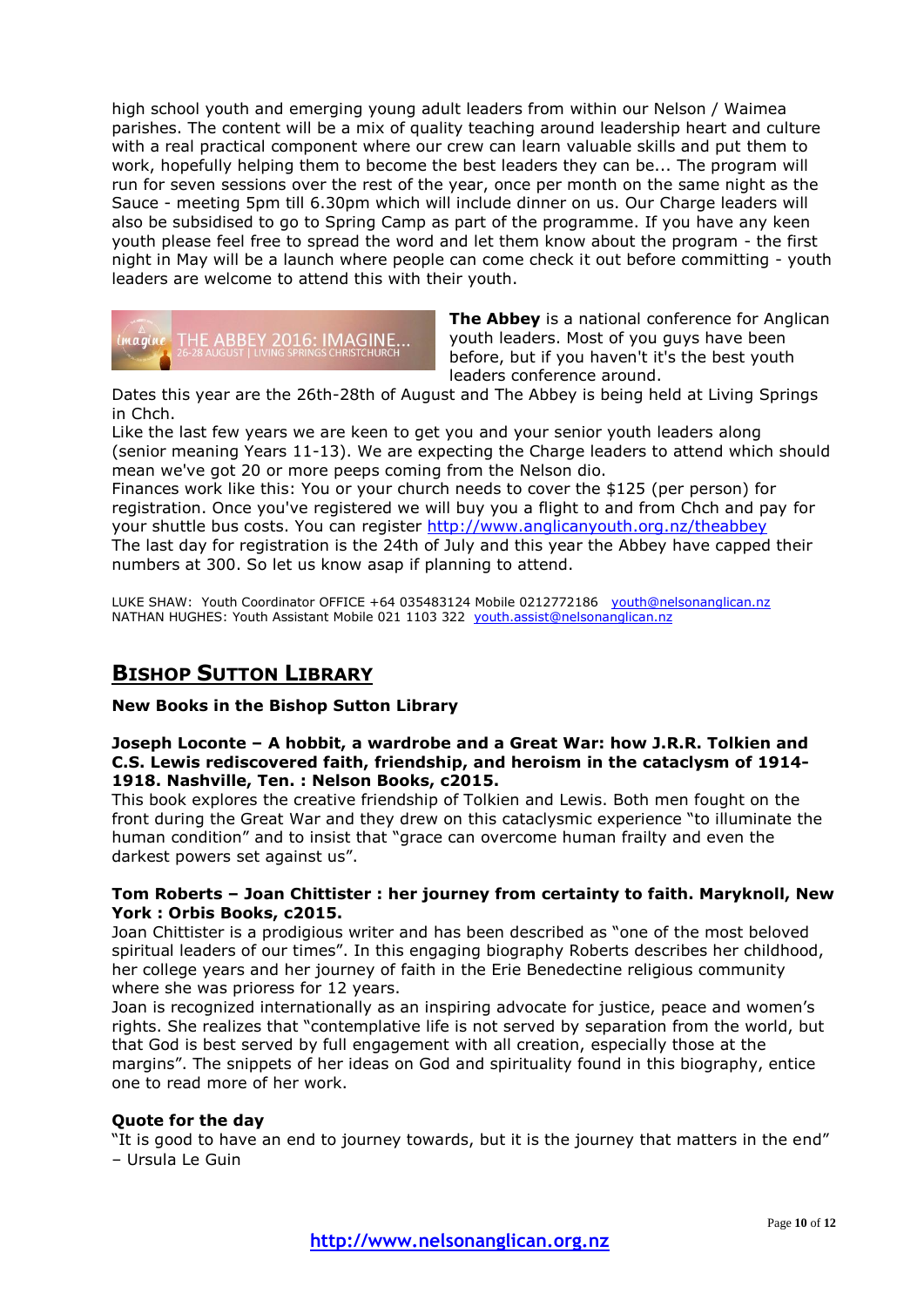high school youth and emerging young adult leaders from within our Nelson / Waimea parishes. The content will be a mix of quality teaching around leadership heart and culture with a real practical component where our crew can learn valuable skills and put them to work, hopefully helping them to become the best leaders they can be... The program will run for seven sessions over the rest of the year, once per month on the same night as the Sauce - meeting 5pm till 6.30pm which will include dinner on us. Our Charge leaders will also be subsidised to go to Spring Camp as part of the programme. If you have any keen youth please feel free to spread the word and let them know about the program - the first night in May will be a launch where people can come check it out before committing - youth leaders are welcome to attend this with their youth.

imagine THE ABBEY 2016: IMAGINE... 26-28 AUGUST | LIVING SPRINGS CHRISTCHURCH

**The Abbey** is a national conference for Anglican youth leaders. Most of you guys have been before, but if you haven't it's the best youth leaders conference around.

Dates this year are the 26th-28th of August and The Abbey is being held at Living Springs in Chch.

Like the last few years we are keen to get you and your senior youth leaders along (senior meaning Years 11-13). We are expecting the Charge leaders to attend which should mean we've got 20 or more peeps coming from the Nelson dio.

Finances work like this: You or your church needs to cover the $125 (per person) for registration. Once you've registered we will buy you a flight to and from Chch and pay for your shuttle bus costs. You can register http://www.anglicanyouth.org.nz/theabbey

The last day for registration is the 24th of July and this year the Abbey have capped their numbers at 300. So let us know asap if planning to attend.

LUKE SHAW: Youth Coordinator OFFICE +64 035483124 Mobile 0212772186 youth@nelsonanglican.nz
NATHAN HUGHES: Youth Assistant Mobile 021 1103 322 youth.assist@nelsonanglican.nz

## BISHOP SUTTON LIBRARY

**New Books in the Bishop Sutton Library**

**Joseph Loconte – A hobbit, a wardrobe and a Great War: how J.R.R. Tolkien and C.S. Lewis rediscovered faith, friendship, and heroism in the cataclysm of 1914-1918. Nashville, Ten. : Nelson Books, c2015.**

This book explores the creative friendship of Tolkien and Lewis. Both men fought on the front during the Great War and they drew on this cataclysmic experience "to illuminate the human condition" and to insist that "grace can overcome human frailty and even the darkest powers set against us".

**Tom Roberts – Joan Chittister : her journey from certainty to faith. Maryknoll, New York : Orbis Books, c2015.**

Joan Chittister is a prodigious writer and has been described as "one of the most beloved spiritual leaders of our times". In this engaging biography Roberts describes her childhood, her college years and her journey of faith in the Erie Benedectine religious community where she was prioress for 12 years.

Joan is recognized internationally as an inspiring advocate for justice, peace and women's rights. She realizes that "contemplative life is not served by separation from the world, but that God is best served by full engagement with all creation, especially those at the margins". The snippets of her ideas on God and spirituality found in this biography, entice one to read more of her work.

**Quote for the day**

"It is good to have an end to journey towards, but it is the journey that matters in the end" – Ursula Le Guin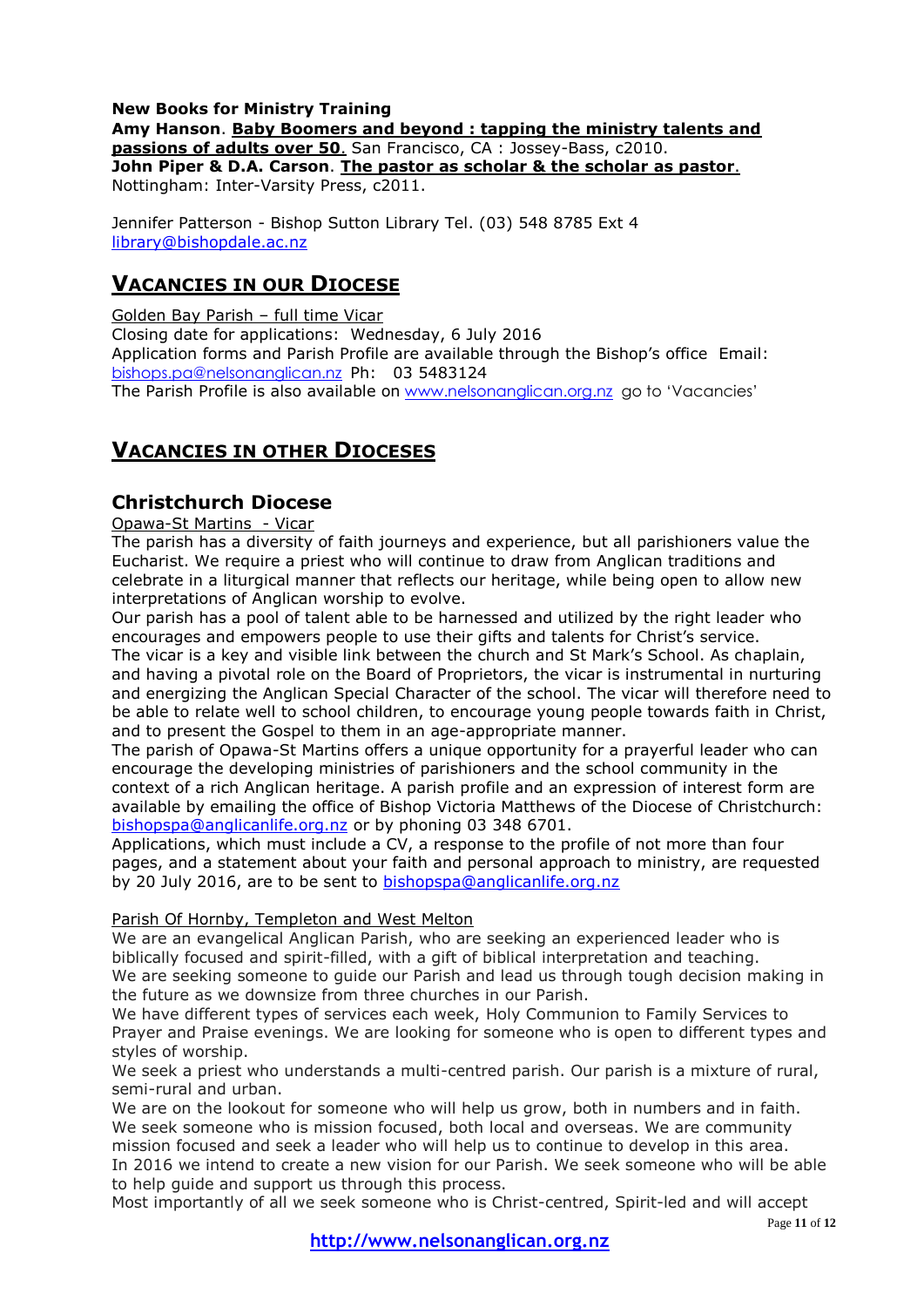**New Books for Ministry Training**
**Amy Hanson**. **Baby Boomers and beyond : tapping the ministry talents and passions of adults over 50**. San Francisco, CA : Jossey-Bass, c2010.
**John Piper & D.A. Carson**. **The pastor as scholar & the scholar as pastor**. Nottingham: Inter-Varsity Press, c2011.

Jennifer Patterson - Bishop Sutton Library Tel. (03) 548 8785 Ext 4
library@bishopdale.ac.nz

## VACANCIES IN OUR DIOCESE

Golden Bay Parish – full time Vicar
Closing date for applications: Wednesday, 6 July 2016
Application forms and Parish Profile are available through the Bishop's office Email: bishops.pa@nelsonanglican.nz Ph: 03 5483124
The Parish Profile is also available on www.nelsonanglican.org.nz go to 'Vacancies'

## VACANCIES IN OTHER DIOCESES

### Christchurch Diocese

Opawa-St Martins - Vicar
The parish has a diversity of faith journeys and experience, but all parishioners value the Eucharist. We require a priest who will continue to draw from Anglican traditions and celebrate in a liturgical manner that reflects our heritage, while being open to allow new interpretations of Anglican worship to evolve.
Our parish has a pool of talent able to be harnessed and utilized by the right leader who encourages and empowers people to use their gifts and talents for Christ's service.
The vicar is a key and visible link between the church and St Mark's School. As chaplain, and having a pivotal role on the Board of Proprietors, the vicar is instrumental in nurturing and energizing the Anglican Special Character of the school. The vicar will therefore need to be able to relate well to school children, to encourage young people towards faith in Christ, and to present the Gospel to them in an age-appropriate manner.
The parish of Opawa-St Martins offers a unique opportunity for a prayerful leader who can encourage the developing ministries of parishioners and the school community in the context of a rich Anglican heritage. A parish profile and an expression of interest form are available by emailing the office of Bishop Victoria Matthews of the Diocese of Christchurch: bishopspa@anglicanlife.org.nz or by phoning 03 348 6701.
Applications, which must include a CV, a response to the profile of not more than four pages, and a statement about your faith and personal approach to ministry, are requested by 20 July 2016, are to be sent to bishopspa@anglicanlife.org.nz

Parish Of Hornby, Templeton and West Melton
We are an evangelical Anglican Parish, who are seeking an experienced leader who is biblically focused and spirit-filled, with a gift of biblical interpretation and teaching.
We are seeking someone to guide our Parish and lead us through tough decision making in the future as we downsize from three churches in our Parish.
We have different types of services each week, Holy Communion to Family Services to Prayer and Praise evenings. We are looking for someone who is open to different types and styles of worship.
We seek a priest who understands a multi-centred parish. Our parish is a mixture of rural, semi-rural and urban.
We are on the lookout for someone who will help us grow, both in numbers and in faith.
We seek someone who is mission focused, both local and overseas. We are community mission focused and seek a leader who will help us to continue to develop in this area.
In 2016 we intend to create a new vision for our Parish. We seek someone who will be able to help guide and support us through this process.
Most importantly of all we seek someone who is Christ-centred, Spirit-led and will accept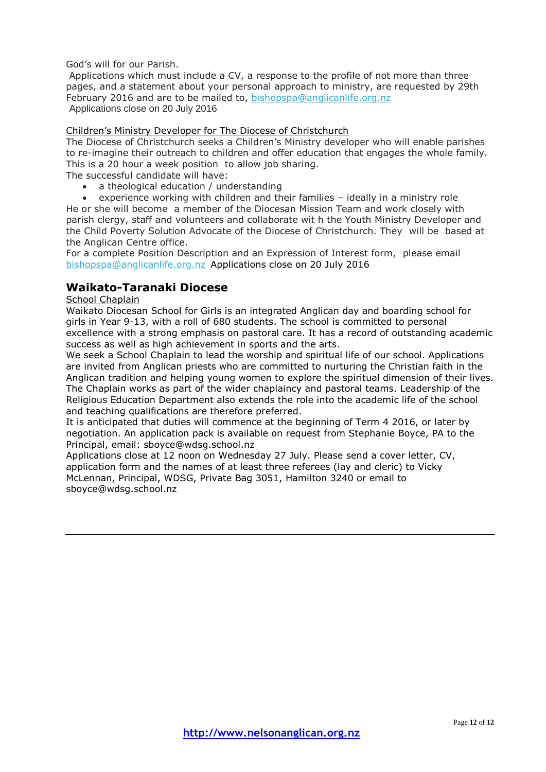God's will for our Parish.

Applications which must include a CV, a response to the profile of not more than three pages, and a statement about your personal approach to ministry, are requested by 29th February 2016 and are to be mailed to, bishopspa@anglicanlife.org.nz
Applications close on 20 July 2016

Children's Ministry Developer for The Diocese of Christchurch

The Diocese of Christchurch seeks a Children's Ministry developer who will enable parishes to re-imagine their outreach to children and offer education that engages the whole family. This is a 20 hour a week position to allow job sharing.
The successful candidate will have:

- a theological education / understanding
- experience working with children and their families – ideally in a ministry role

He or she will become a member of the Diocesan Mission Team and work closely with parish clergy, staff and volunteers and collaborate wit h the Youth Ministry Developer and the Child Poverty Solution Advocate of the Diocese of Christchurch. They will be based at the Anglican Centre office.
For a complete Position Description and an Expression of Interest form, please email bishopspa@anglicanlife.org.nz Applications close on 20 July 2016

## Waikato-Taranaki Diocese

School Chaplain

Waikato Diocesan School for Girls is an integrated Anglican day and boarding school for girls in Year 9-13, with a roll of 680 students. The school is committed to personal excellence with a strong emphasis on pastoral care. It has a record of outstanding academic success as well as high achievement in sports and the arts.
We seek a School Chaplain to lead the worship and spiritual life of our school. Applications are invited from Anglican priests who are committed to nurturing the Christian faith in the Anglican tradition and helping young women to explore the spiritual dimension of their lives. The Chaplain works as part of the wider chaplaincy and pastoral teams. Leadership of the Religious Education Department also extends the role into the academic life of the school and teaching qualifications are therefore preferred.
It is anticipated that duties will commence at the beginning of Term 4 2016, or later by negotiation. An application pack is available on request from Stephanie Boyce, PA to the Principal, email: sboyce@wdsg.school.nz
Applications close at 12 noon on Wednesday 27 July. Please send a cover letter, CV, application form and the names of at least three referees (lay and cleric) to Vicky McLennan, Principal, WDSG, Private Bag 3051, Hamilton 3240 or email to sboyce@wdsg.school.nz

---

http://www.nelsonanglican.org.nz